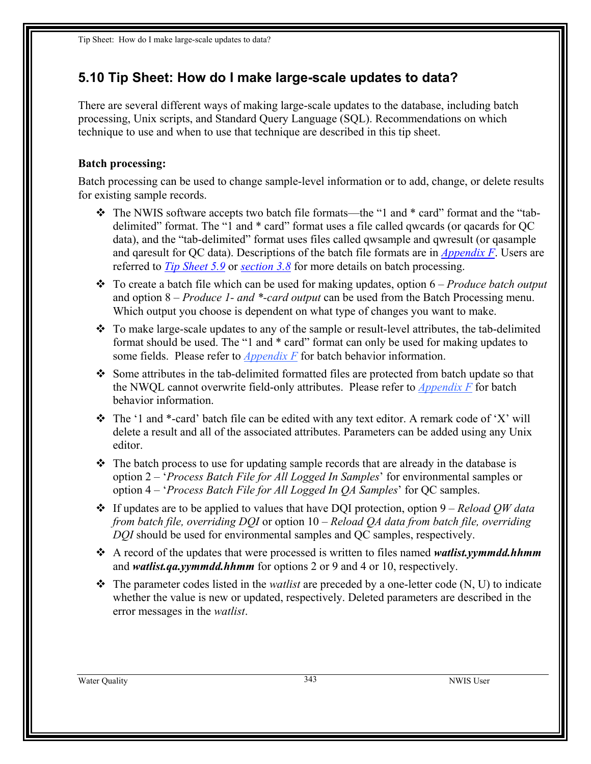## 5.10 Tip Sheet: How do I make large-scale updates to data?

There are several different ways of making large-scale updates to the database, including batch processing, Unix scripts, and Standard Query Language (SQL). Recommendations on which technique to use and when to use that technique are described in this tip sheet.

**Batch processing:**

Batch processing can be used to change sample-level information or to add, change, or delete results for existing sample records.

- The NWIS software accepts two batch file formats—the "1 and * card" format and the "tab-delimited" format. The "1 and * card" format uses a file called qwcards (or qacards for QC data), and the "tab-delimited" format uses files called qwsample and qwresult (or qasample and qaresult for QC data). Descriptions of the batch file formats are in *Appendix F*. Users are referred to *Tip Sheet 5.9* or *section 3.8* for more details on batch processing.
- To create a batch file which can be used for making updates, option 6 – *Produce batch output* and option 8 – *Produce 1- and *-card output* can be used from the Batch Processing menu. Which output you choose is dependent on what type of changes you want to make.
- To make large-scale updates to any of the sample or result-level attributes, the tab-delimited format should be used. The "1 and * card" format can only be used for making updates to some fields. Please refer to *Appendix F* for batch behavior information.
- Some attributes in the tab-delimited formatted files are protected from batch update so that the NWQL cannot overwrite field-only attributes. Please refer to *Appendix F* for batch behavior information.
- The '1 and *-card' batch file can be edited with any text editor. A remark code of 'X' will delete a result and all of the associated attributes. Parameters can be added using any Unix editor.
- The batch process to use for updating sample records that are already in the database is option 2 – '*Process Batch File for All Logged In Samples*' for environmental samples or option 4 – '*Process Batch File for All Logged In QA Samples*' for QC samples.
- If updates are to be applied to values that have DQI protection, option 9 – *Reload QW data from batch file, overriding DQI* or option 10 – *Reload QA data from batch file, overriding DQI* should be used for environmental samples and QC samples, respectively.
- A record of the updates that were processed is written to files named ***watlist.yymmdd.hhmm*** and ***watlist.qa.yymmdd.hhmm*** for options 2 or 9 and 4 or 10, respectively.
- The parameter codes listed in the *watlist* are preceded by a one-letter code (N, U) to indicate whether the value is new or updated, respectively. Deleted parameters are described in the error messages in the *watlist*.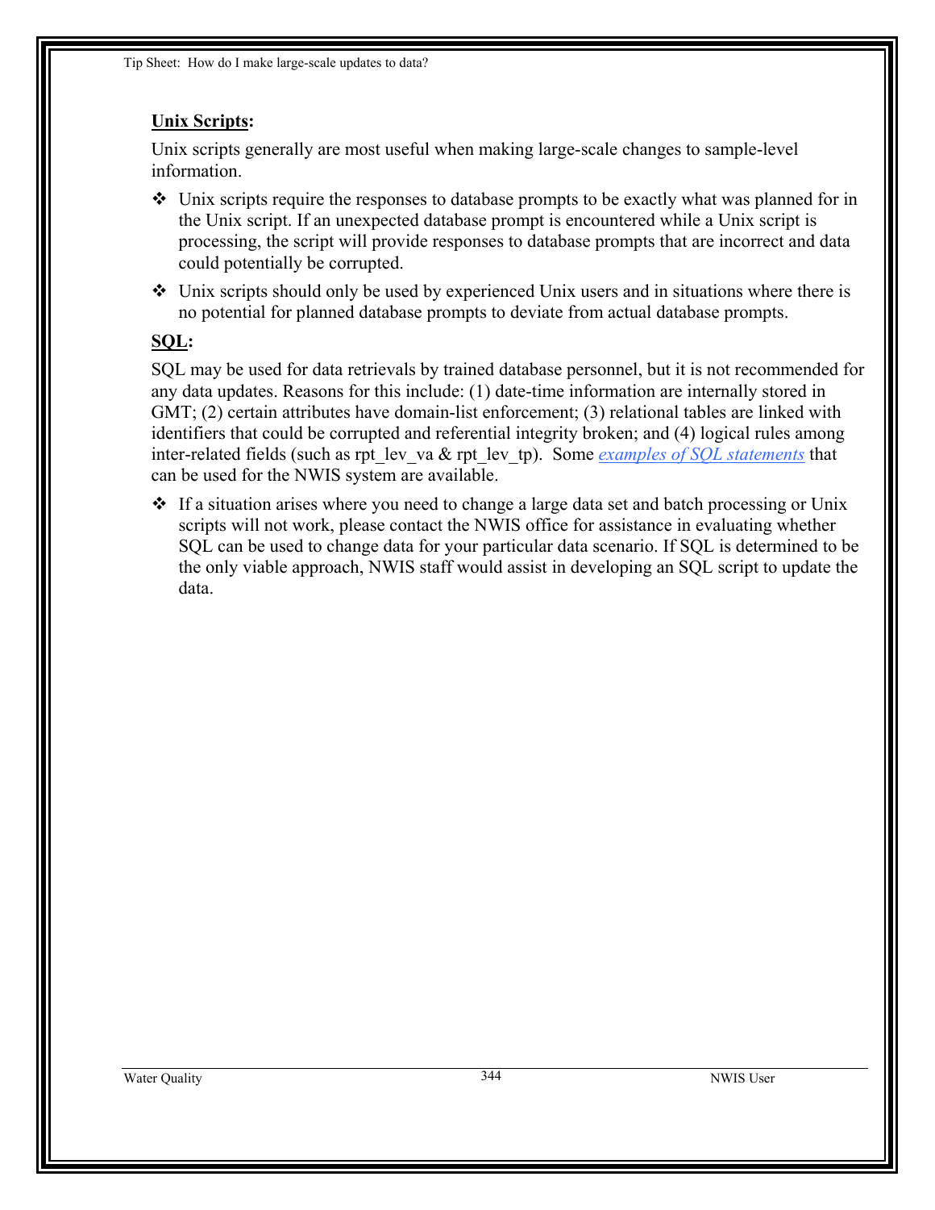**Unix Scripts:**

Unix scripts generally are most useful when making large-scale changes to sample-level information.

- ❖ Unix scripts require the responses to database prompts to be exactly what was planned for in the Unix script. If an unexpected database prompt is encountered while a Unix script is processing, the script will provide responses to database prompts that are incorrect and data could potentially be corrupted.
- ❖ Unix scripts should only be used by experienced Unix users and in situations where there is no potential for planned database prompts to deviate from actual database prompts.

**SQL:**

SQL may be used for data retrievals by trained database personnel, but it is not recommended for any data updates. Reasons for this include: (1) date-time information are internally stored in GMT; (2) certain attributes have domain-list enforcement; (3) relational tables are linked with identifiers that could be corrupted and referential integrity broken; and (4) logical rules among inter-related fields (such as rpt_lev_va & rpt_lev_tp). Some *examples of SQL statements* that can be used for the NWIS system are available.

- ❖ If a situation arises where you need to change a large data set and batch processing or Unix scripts will not work, please contact the NWIS office for assistance in evaluating whether SQL can be used to change data for your particular data scenario. If SQL is determined to be the only viable approach, NWIS staff would assist in developing an SQL script to update the data.